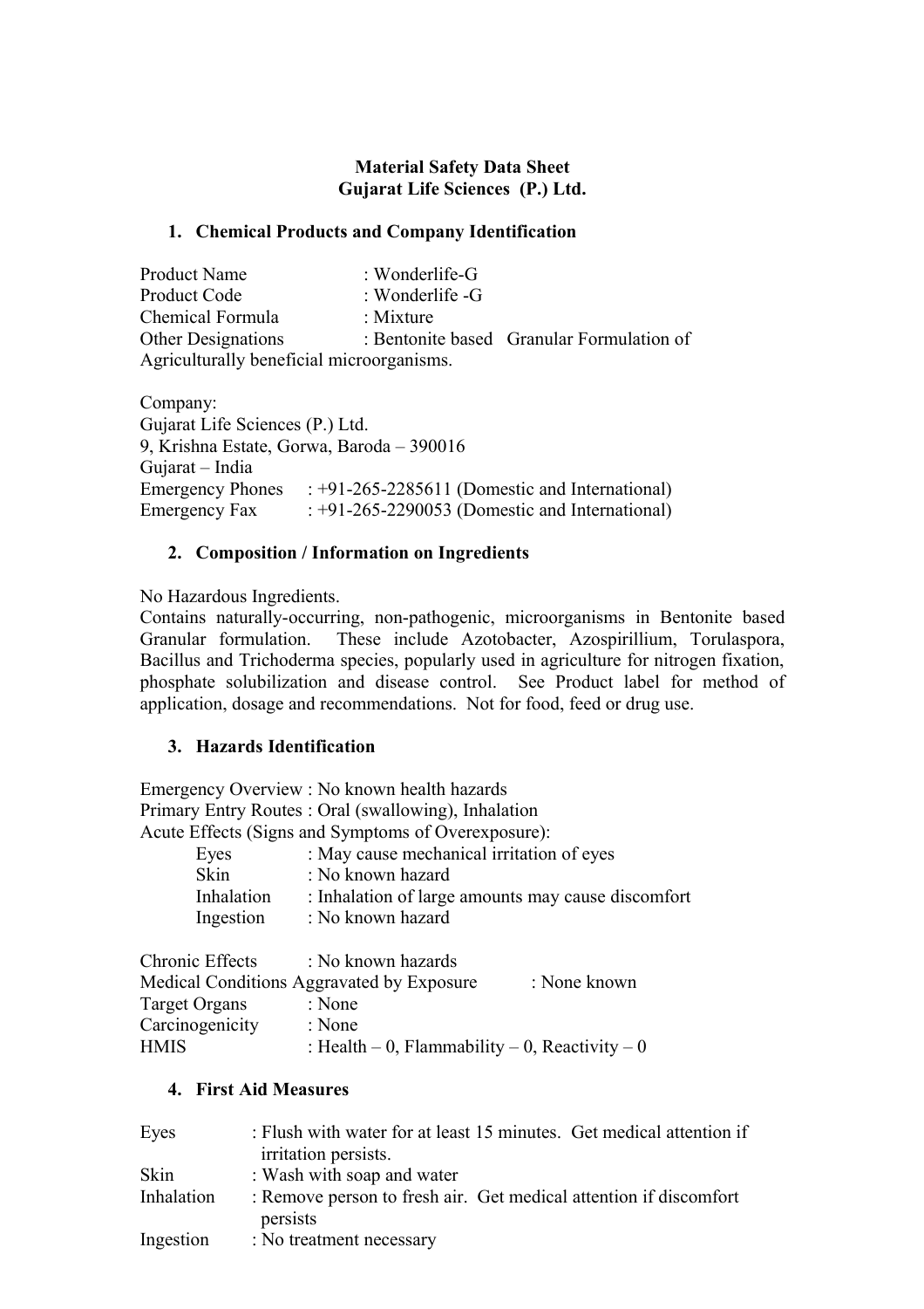**Material Safety Data Sheet**
**Gujarat Life Sciences (P.) Ltd.**

## 1. Chemical Products and Company Identification

Product Name : Wonderlife-G
Product Code : Wonderlife -G
Chemical Formula : Mixture
Other Designations : Bentonite based Granular Formulation of Agriculturally beneficial microorganisms.

Company:
Gujarat Life Sciences (P.) Ltd.
9, Krishna Estate, Gorwa, Baroda – 390016
Gujarat – India
Emergency Phones : +91-265-2285611 (Domestic and International)
Emergency Fax : +91-265-2290053 (Domestic and International)

## 2. Composition / Information on Ingredients

No Hazardous Ingredients.
Contains naturally-occurring, non-pathogenic, microorganisms in Bentonite based Granular formulation. These include Azotobacter, Azospirillium, Torulaspora, Bacillus and Trichoderma species, popularly used in agriculture for nitrogen fixation, phosphate solubilization and disease control. See Product label for method of application, dosage and recommendations. Not for food, feed or drug use.

## 3. Hazards Identification

Emergency Overview : No known health hazards
Primary Entry Routes : Oral (swallowing), Inhalation
Acute Effects (Signs and Symptoms of Overexposure):

- Eyes : May cause mechanical irritation of eyes
- Skin : No known hazard
- Inhalation : Inhalation of large amounts may cause discomfort
- Ingestion : No known hazard

Chronic Effects : No known hazards
Medical Conditions Aggravated by Exposure : None known
Target Organs : None
Carcinogenicity : None
HMIS : Health – 0, Flammability – 0, Reactivity – 0

## 4. First Aid Measures

Eyes : Flush with water for at least 15 minutes. Get medical attention if irritation persists.
Skin : Wash with soap and water
Inhalation : Remove person to fresh air. Get medical attention if discomfort persists
Ingestion : No treatment necessary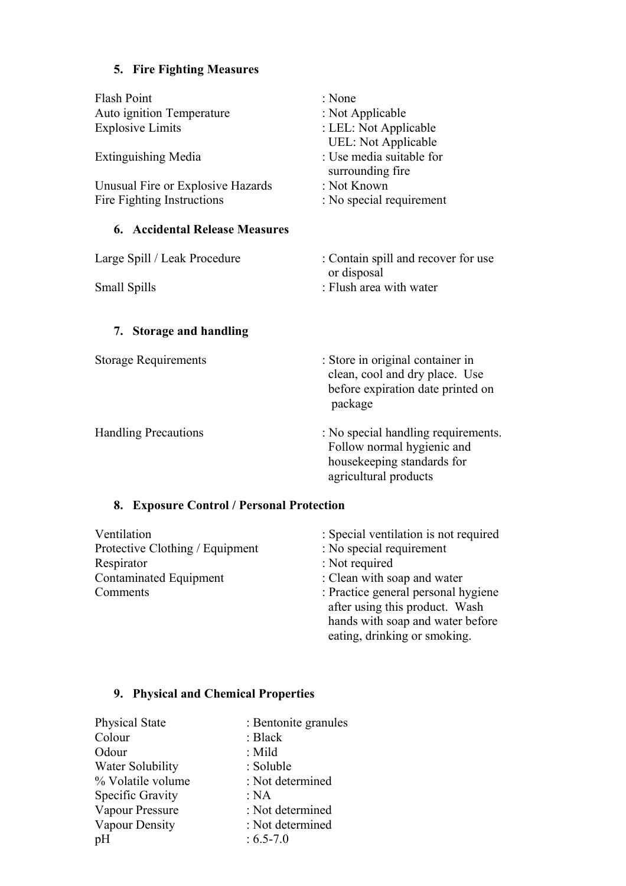## 5. Fire Fighting Measures

| | |
|---|---|
| Flash Point | : None |
| Auto ignition Temperature | : Not Applicable |
| Explosive Limits | : LEL: Not Applicable<br>UEL: Not Applicable |
| Extinguishing Media | : Use media suitable for surrounding fire |
| Unusual Fire or Explosive Hazards | : Not Known |
| Fire Fighting Instructions | : No special requirement |

## 6. Accidental Release Measures

| | |
|---|---|
| Large Spill / Leak Procedure | : Contain spill and recover for use or disposal |
| Small Spills | : Flush area with water |

## 7. Storage and handling

| | |
|---|---|
| Storage Requirements | : Store in original container in clean, cool and dry place. Use before expiration date printed on package |
| Handling Precautions | : No special handling requirements. Follow normal hygienic and housekeeping standards for agricultural products |

## 8. Exposure Control / Personal Protection

| | |
|---|---|
| Ventilation | : Special ventilation is not required |
| Protective Clothing / Equipment | : No special requirement |
| Respirator | : Not required |
| Contaminated Equipment | : Clean with soap and water |
| Comments | : Practice general personal hygiene after using this product. Wash hands with soap and water before eating, drinking or smoking. |

## 9. Physical and Chemical Properties

| | |
|---|---|
| Physical State | : Bentonite granules |
| Colour | : Black |
| Odour | : Mild |
| Water Solubility | : Soluble |
| % Volatile volume | : Not determined |
| Specific Gravity | : NA |
| Vapour Pressure | : Not determined |
| Vapour Density | : Not determined |
| pH | : 6.5-7.0 |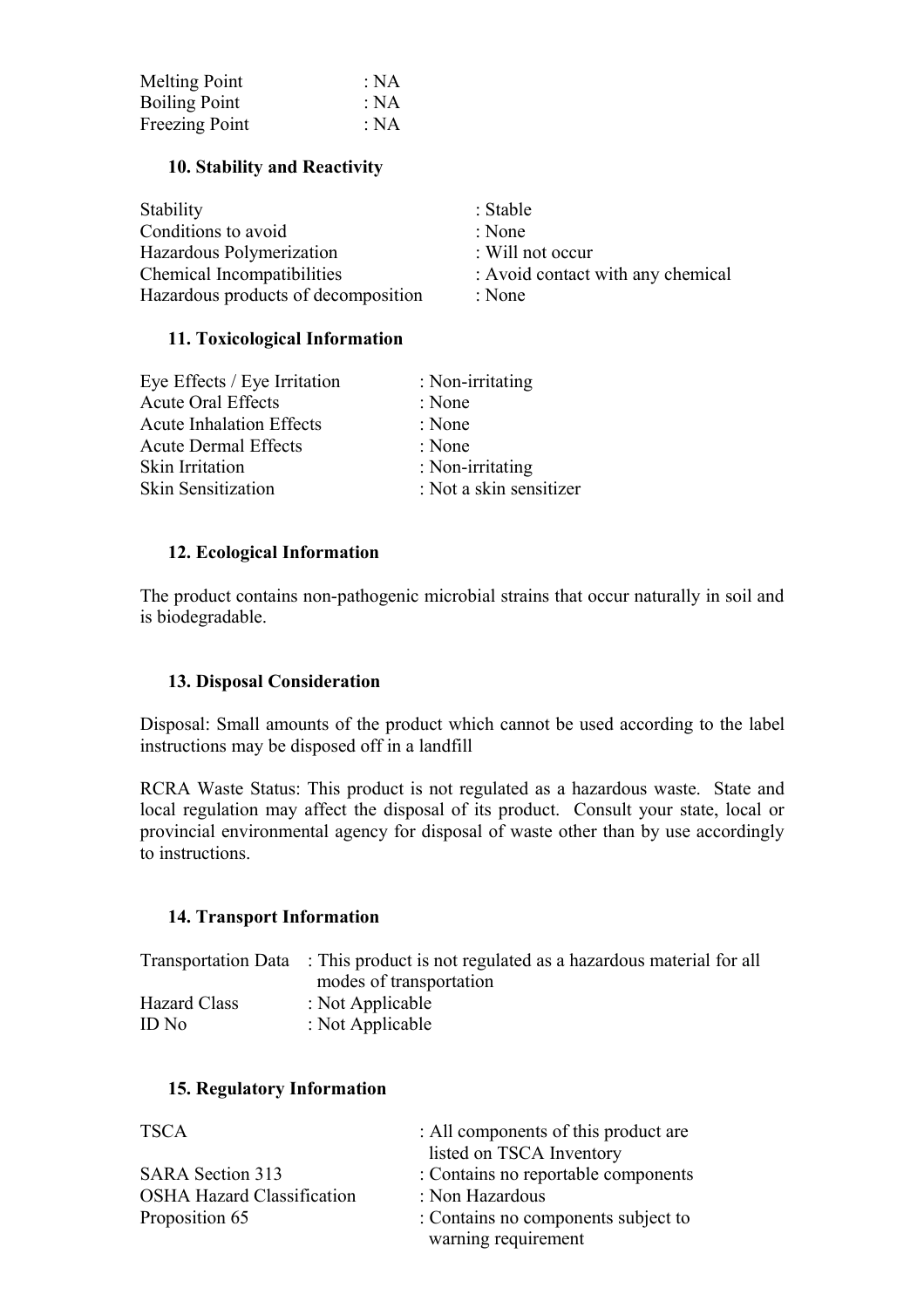Melting Point : NA
Boiling Point : NA
Freezing Point : NA

### 10. Stability and Reactivity

Stability : Stable
Conditions to avoid : None
Hazardous Polymerization : Will not occur
Chemical Incompatibilities : Avoid contact with any chemical
Hazardous products of decomposition : None

### 11. Toxicological Information

Eye Effects / Eye Irritation : Non-irritating
Acute Oral Effects : None
Acute Inhalation Effects : None
Acute Dermal Effects : None
Skin Irritation : Non-irritating
Skin Sensitization : Not a skin sensitizer

### 12. Ecological Information

The product contains non-pathogenic microbial strains that occur naturally in soil and is biodegradable.

### 13. Disposal Consideration

Disposal: Small amounts of the product which cannot be used according to the label instructions may be disposed off in a landfill

RCRA Waste Status: This product is not regulated as a hazardous waste. State and local regulation may affect the disposal of its product. Consult your state, local or provincial environmental agency for disposal of waste other than by use accordingly to instructions.

### 14. Transport Information

Transportation Data : This product is not regulated as a hazardous material for all modes of transportation
Hazard Class : Not Applicable
ID No : Not Applicable

### 15. Regulatory Information

TSCA : All components of this product are listed on TSCA Inventory
SARA Section 313 : Contains no reportable components
OSHA Hazard Classification : Non Hazardous
Proposition 65 : Contains no components subject to warning requirement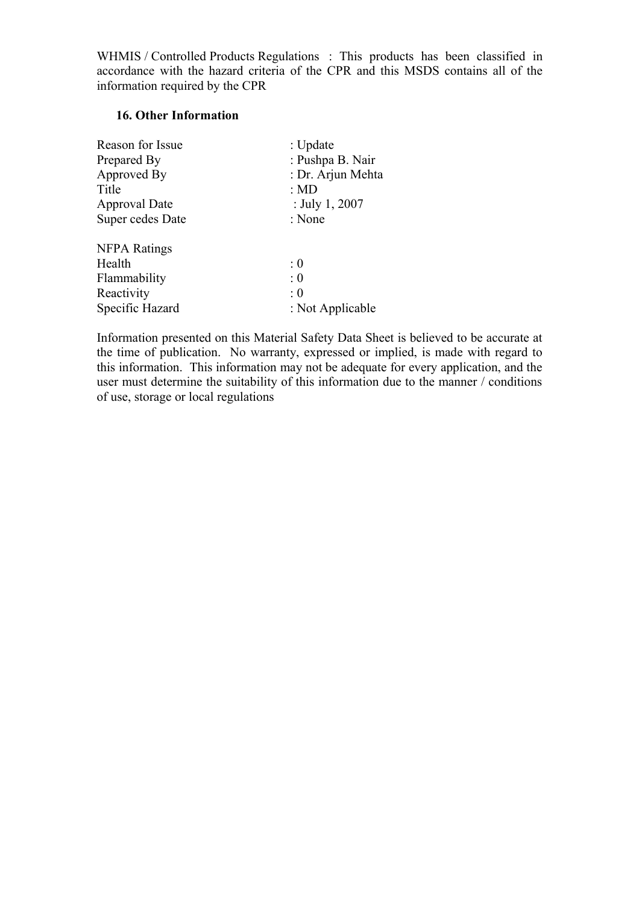WHMIS / Controlled Products Regulations : This products has been classified in accordance with the hazard criteria of the CPR and this MSDS contains all of the information required by the CPR

### 16. Other Information

| | |
|---|---|
| Reason for Issue | : Update |
| Prepared By | : Pushpa B. Nair |
| Approved By | : Dr. Arjun Mehta |
| Title | : MD |
| Approval Date | : July 1, 2007 |
| Super cedes Date | : None |

NFPA Ratings

| | |
|---|---|
| Health | : 0 |
| Flammability | : 0 |
| Reactivity | : 0 |
| Specific Hazard | : Not Applicable |

Information presented on this Material Safety Data Sheet is believed to be accurate at the time of publication. No warranty, expressed or implied, is made with regard to this information. This information may not be adequate for every application, and the user must determine the suitability of this information due to the manner / conditions of use, storage or local regulations